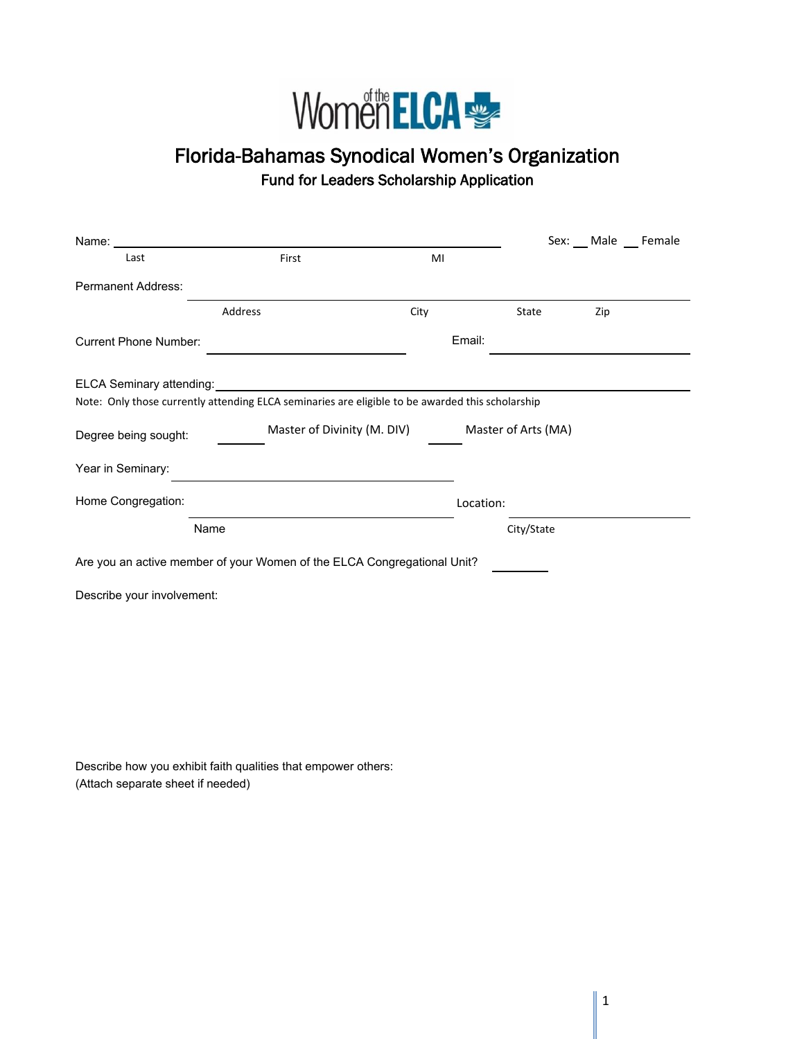Women of the ELCA

# Florida-Bahamas Synodical Women's Organization

## Fund for Leaders Scholarship Application

Name: ____________________________________________ Sex: __ Male __ Female

Last First MI

Permanent Address: ____________________________________________

Address City State Zip

Current Phone Number: ____________________ Email: ____________________

ELCA Seminary attending: ____________________________________________

Note: Only those currently attending ELCA seminaries are eligible to be awarded this scholarship

Degree being sought: ______ Master of Divinity (M. DIV) ______ Master of Arts (MA)

Year in Seminary: ____________________

Home Congregation: ____________________ Location: ____________________

Name City/State

Are you an active member of your Women of the ELCA Congregational Unit? ________

Describe your involvement:

Describe how you exhibit faith qualities that empower others:
(Attach separate sheet if needed)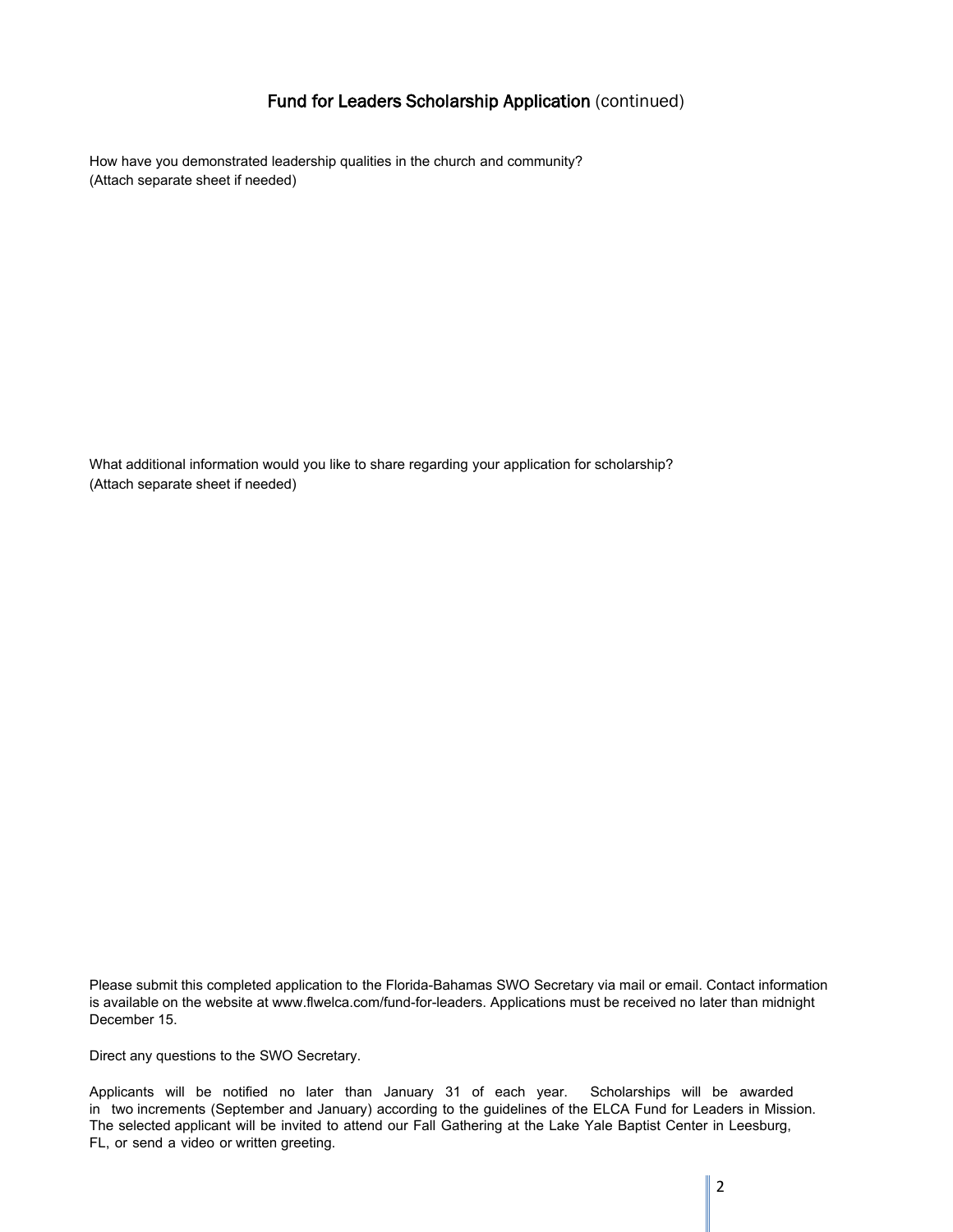## Fund for Leaders Scholarship Application (continued)

How have you demonstrated leadership qualities in the church and community?
(Attach separate sheet if needed)

What additional information would you like to share regarding your application for scholarship?
(Attach separate sheet if needed)

Please submit this completed application to the Florida-Bahamas SWO Secretary via mail or email. Contact information is available on the website at www.flwelca.com/fund-for-leaders. Applications must be received no later than midnight December 15.

Direct any questions to the SWO Secretary.

Applicants will be notified no later than January 31 of each year. Scholarships will be awarded in two increments (September and January) according to the guidelines of the ELCA Fund for Leaders in Mission. The selected applicant will be invited to attend our Fall Gathering at the Lake Yale Baptist Center in Leesburg, FL, or send a video or written greeting.